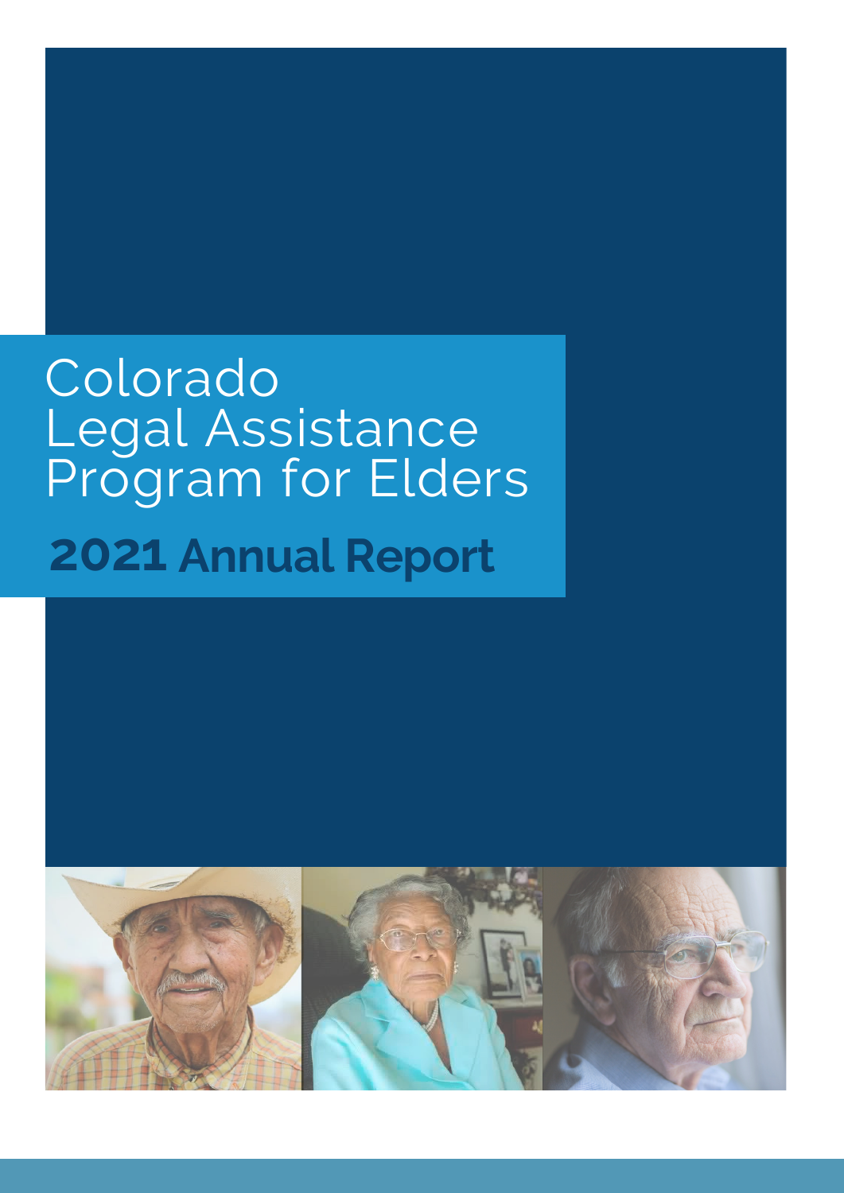# Colorado Legal Assistance Program for Elders

## 2021 Annual Report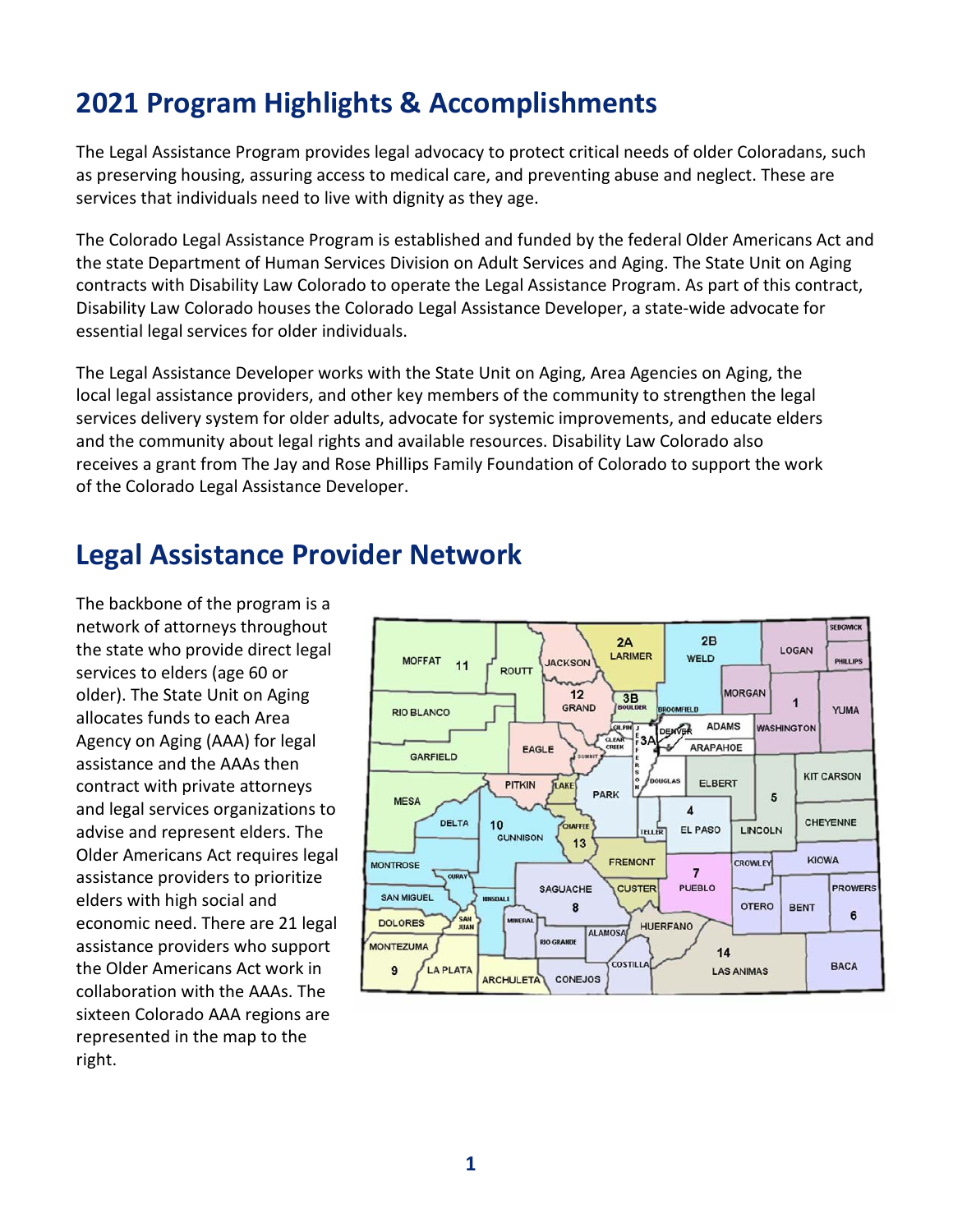## 2021 Program Highlights & Accomplishments

The Legal Assistance Program provides legal advocacy to protect critical needs of older Coloradans, such as preserving housing, assuring access to medical care, and preventing abuse and neglect. These are services that individuals need to live with dignity as they age.

The Colorado Legal Assistance Program is established and funded by the federal Older Americans Act and the state Department of Human Services Division on Adult Services and Aging. The State Unit on Aging contracts with Disability Law Colorado to operate the Legal Assistance Program. As part of this contract, Disability Law Colorado houses the Colorado Legal Assistance Developer, a state-wide advocate for essential legal services for older individuals.

The Legal Assistance Developer works with the State Unit on Aging, Area Agencies on Aging, the local legal assistance providers, and other key members of the community to strengthen the legal services delivery system for older adults, advocate for systemic improvements, and educate elders and the community about legal rights and available resources. Disability Law Colorado also receives a grant from The Jay and Rose Phillips Family Foundation of Colorado to support the work of the Colorado Legal Assistance Developer.

## Legal Assistance Provider Network

The backbone of the program is a network of attorneys throughout the state who provide direct legal services to elders (age 60 or older). The State Unit on Aging allocates funds to each Area Agency on Aging (AAA) for legal assistance and the AAAs then contract with private attorneys and legal services organizations to advise and represent elders. The Older Americans Act requires legal assistance providers to prioritize elders with high social and economic need. There are 21 legal assistance providers who support the Older Americans Act work in collaboration with the AAAs. The sixteen Colorado AAA regions are represented in the map to the right.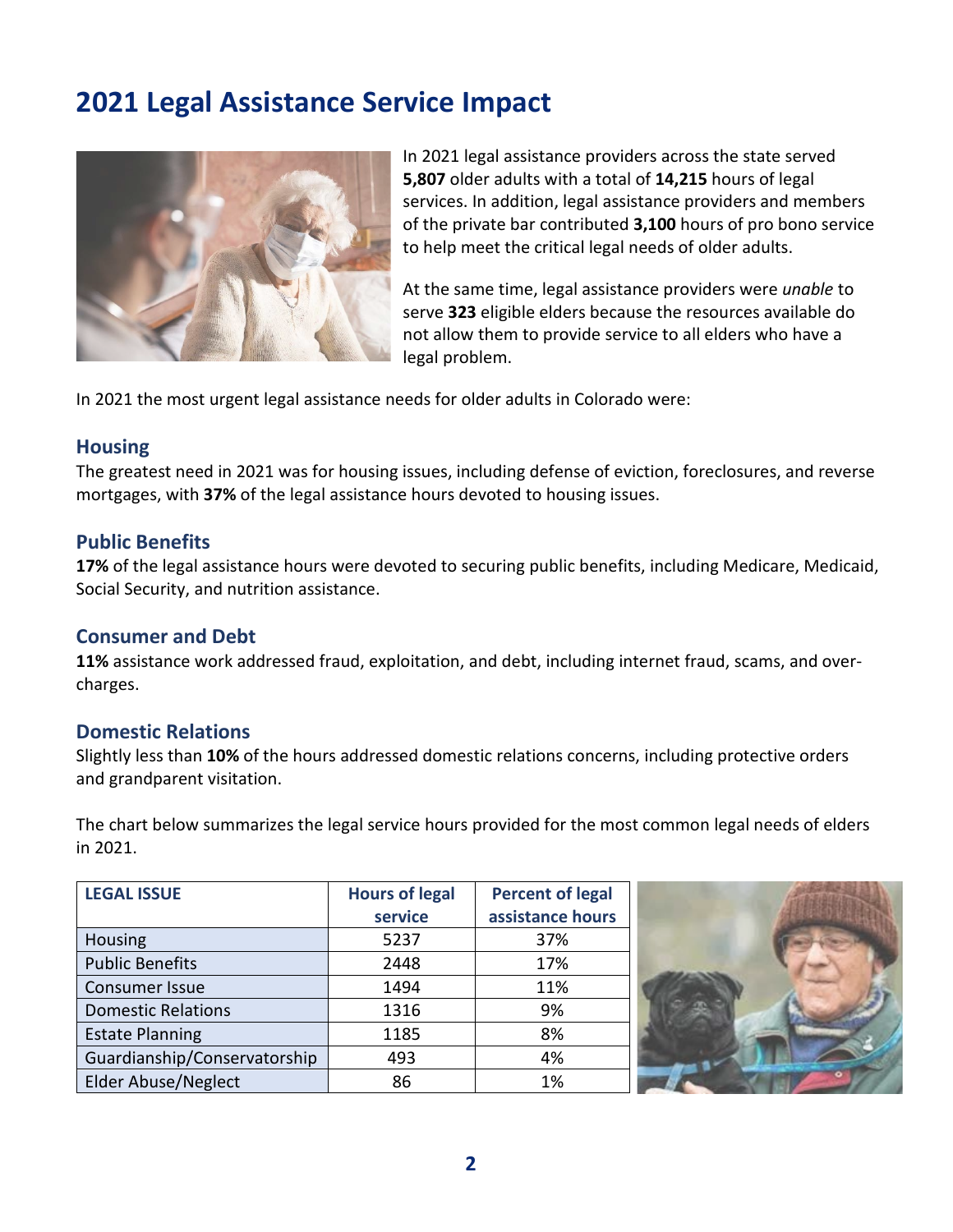# 2021 Legal Assistance Service Impact

In 2021 legal assistance providers across the state served **5,807** older adults with a total of **14,215** hours of legal services. In addition, legal assistance providers and members of the private bar contributed **3,100** hours of pro bono service to help meet the critical legal needs of older adults.

At the same time, legal assistance providers were *unable* to serve **323** eligible elders because the resources available do not allow them to provide service to all elders who have a legal problem.

In 2021 the most urgent legal assistance needs for older adults in Colorado were:

### Housing

The greatest need in 2021 was for housing issues, including defense of eviction, foreclosures, and reverse mortgages, with **37%** of the legal assistance hours devoted to housing issues.

### Public Benefits

**17%** of the legal assistance hours were devoted to securing public benefits, including Medicare, Medicaid, Social Security, and nutrition assistance.

### Consumer and Debt

**11%** assistance work addressed fraud, exploitation, and debt, including internet fraud, scams, and over-charges.

### Domestic Relations

Slightly less than **10%** of the hours addressed domestic relations concerns, including protective orders and grandparent visitation.

The chart below summarizes the legal service hours provided for the most common legal needs of elders in 2021.

| LEGAL ISSUE | Hours of legal service | Percent of legal assistance hours |
|---|---|---|
| Housing | 5237 | 37% |
| Public Benefits | 2448 | 17% |
| Consumer Issue | 1494 | 11% |
| Domestic Relations | 1316 | 9% |
| Estate Planning | 1185 | 8% |
| Guardianship/Conservatorship | 493 | 4% |
| Elder Abuse/Neglect | 86 | 1% |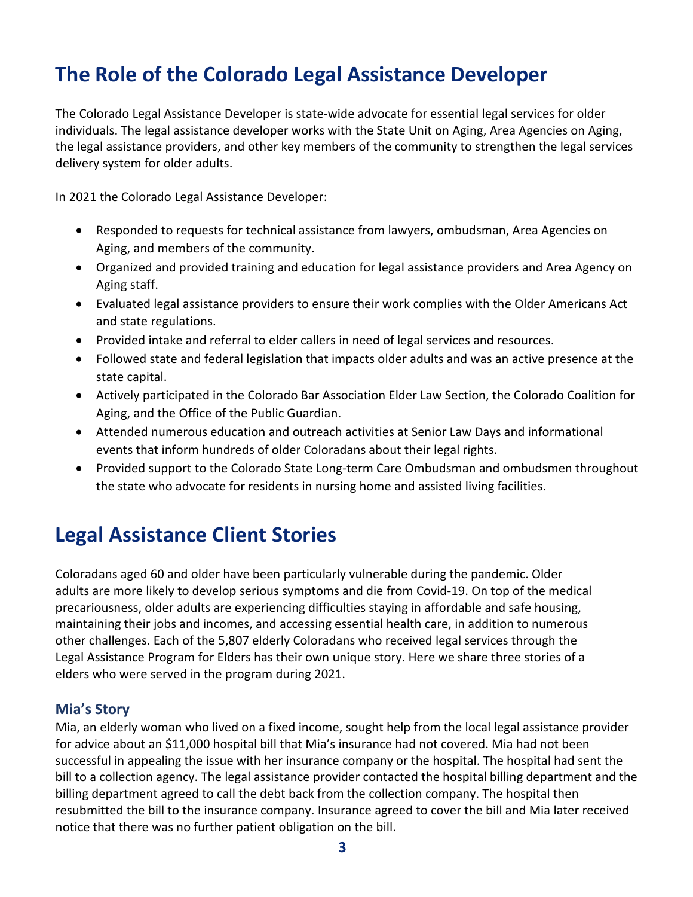# The Role of the Colorado Legal Assistance Developer

The Colorado Legal Assistance Developer is state-wide advocate for essential legal services for older individuals. The legal assistance developer works with the State Unit on Aging, Area Agencies on Aging, the legal assistance providers, and other key members of the community to strengthen the legal services delivery system for older adults.

In 2021 the Colorado Legal Assistance Developer:

- Responded to requests for technical assistance from lawyers, ombudsman, Area Agencies on Aging, and members of the community.
- Organized and provided training and education for legal assistance providers and Area Agency on Aging staff.
- Evaluated legal assistance providers to ensure their work complies with the Older Americans Act and state regulations.
- Provided intake and referral to elder callers in need of legal services and resources.
- Followed state and federal legislation that impacts older adults and was an active presence at the state capital.
- Actively participated in the Colorado Bar Association Elder Law Section, the Colorado Coalition for Aging, and the Office of the Public Guardian.
- Attended numerous education and outreach activities at Senior Law Days and informational events that inform hundreds of older Coloradans about their legal rights.
- Provided support to the Colorado State Long-term Care Ombudsman and ombudsmen throughout the state who advocate for residents in nursing home and assisted living facilities.

# Legal Assistance Client Stories

Coloradans aged 60 and older have been particularly vulnerable during the pandemic. Older adults are more likely to develop serious symptoms and die from Covid-19. On top of the medical precariousness, older adults are experiencing difficulties staying in affordable and safe housing, maintaining their jobs and incomes, and accessing essential health care, in addition to numerous other challenges. Each of the 5,807 elderly Coloradans who received legal services through the Legal Assistance Program for Elders has their own unique story. Here we share three stories of a elders who were served in the program during 2021.

## Mia's Story

Mia, an elderly woman who lived on a fixed income, sought help from the local legal assistance provider for advice about an $11,000 hospital bill that Mia's insurance had not covered. Mia had not been successful in appealing the issue with her insurance company or the hospital. The hospital had sent the bill to a collection agency. The legal assistance provider contacted the hospital billing department and the billing department agreed to call the debt back from the collection company. The hospital then resubmitted the bill to the insurance company. Insurance agreed to cover the bill and Mia later received notice that there was no further patient obligation on the bill.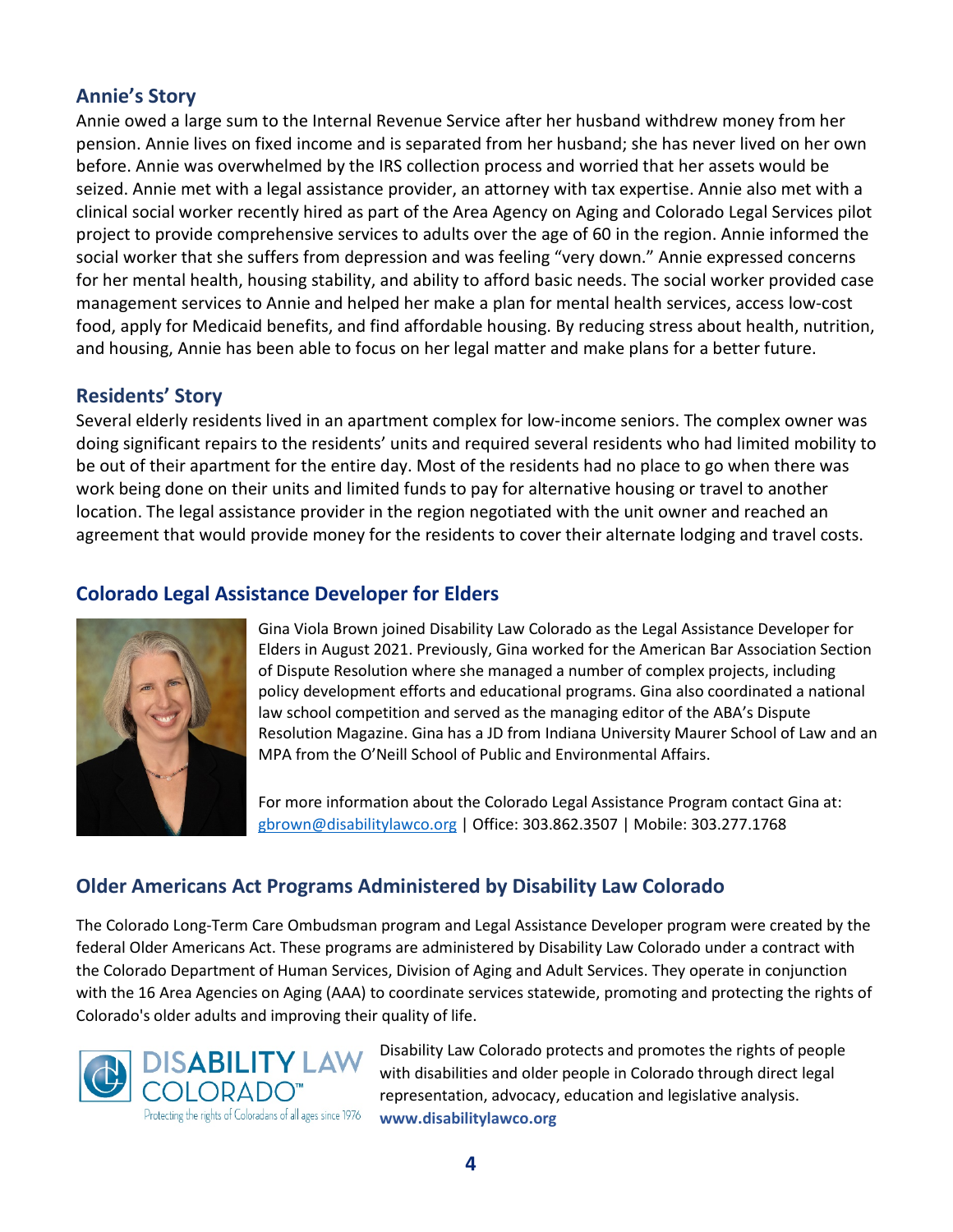## Annie's Story

Annie owed a large sum to the Internal Revenue Service after her husband withdrew money from her pension. Annie lives on fixed income and is separated from her husband; she has never lived on her own before. Annie was overwhelmed by the IRS collection process and worried that her assets would be seized. Annie met with a legal assistance provider, an attorney with tax expertise. Annie also met with a clinical social worker recently hired as part of the Area Agency on Aging and Colorado Legal Services pilot project to provide comprehensive services to adults over the age of 60 in the region. Annie informed the social worker that she suffers from depression and was feeling "very down." Annie expressed concerns for her mental health, housing stability, and ability to afford basic needs. The social worker provided case management services to Annie and helped her make a plan for mental health services, access low-cost food, apply for Medicaid benefits, and find affordable housing. By reducing stress about health, nutrition, and housing, Annie has been able to focus on her legal matter and make plans for a better future.

## Residents' Story

Several elderly residents lived in an apartment complex for low-income seniors. The complex owner was doing significant repairs to the residents' units and required several residents who had limited mobility to be out of their apartment for the entire day. Most of the residents had no place to go when there was work being done on their units and limited funds to pay for alternative housing or travel to another location. The legal assistance provider in the region negotiated with the unit owner and reached an agreement that would provide money for the residents to cover their alternate lodging and travel costs.

## Colorado Legal Assistance Developer for Elders

Gina Viola Brown joined Disability Law Colorado as the Legal Assistance Developer for Elders in August 2021. Previously, Gina worked for the American Bar Association Section of Dispute Resolution where she managed a number of complex projects, including policy development efforts and educational programs. Gina also coordinated a national law school competition and served as the managing editor of the ABA's Dispute Resolution Magazine. Gina has a JD from Indiana University Maurer School of Law and an MPA from the O'Neill School of Public and Environmental Affairs.

For more information about the Colorado Legal Assistance Program contact Gina at: gbrown@disabilitylawco.org | Office: 303.862.3507 | Mobile: 303.277.1768

## Older Americans Act Programs Administered by Disability Law Colorado

The Colorado Long-Term Care Ombudsman program and Legal Assistance Developer program were created by the federal Older Americans Act. These programs are administered by Disability Law Colorado under a contract with the Colorado Department of Human Services, Division of Aging and Adult Services. They operate in conjunction with the 16 Area Agencies on Aging (AAA) to coordinate services statewide, promoting and protecting the rights of Colorado's older adults and improving their quality of life.

DISABILITY LAW COLORADO™
Protecting the rights of Coloradans of all ages since 1976

Disability Law Colorado protects and promotes the rights of people with disabilities and older people in Colorado through direct legal representation, advocacy, education and legislative analysis.
**www.disabilitylawco.org**